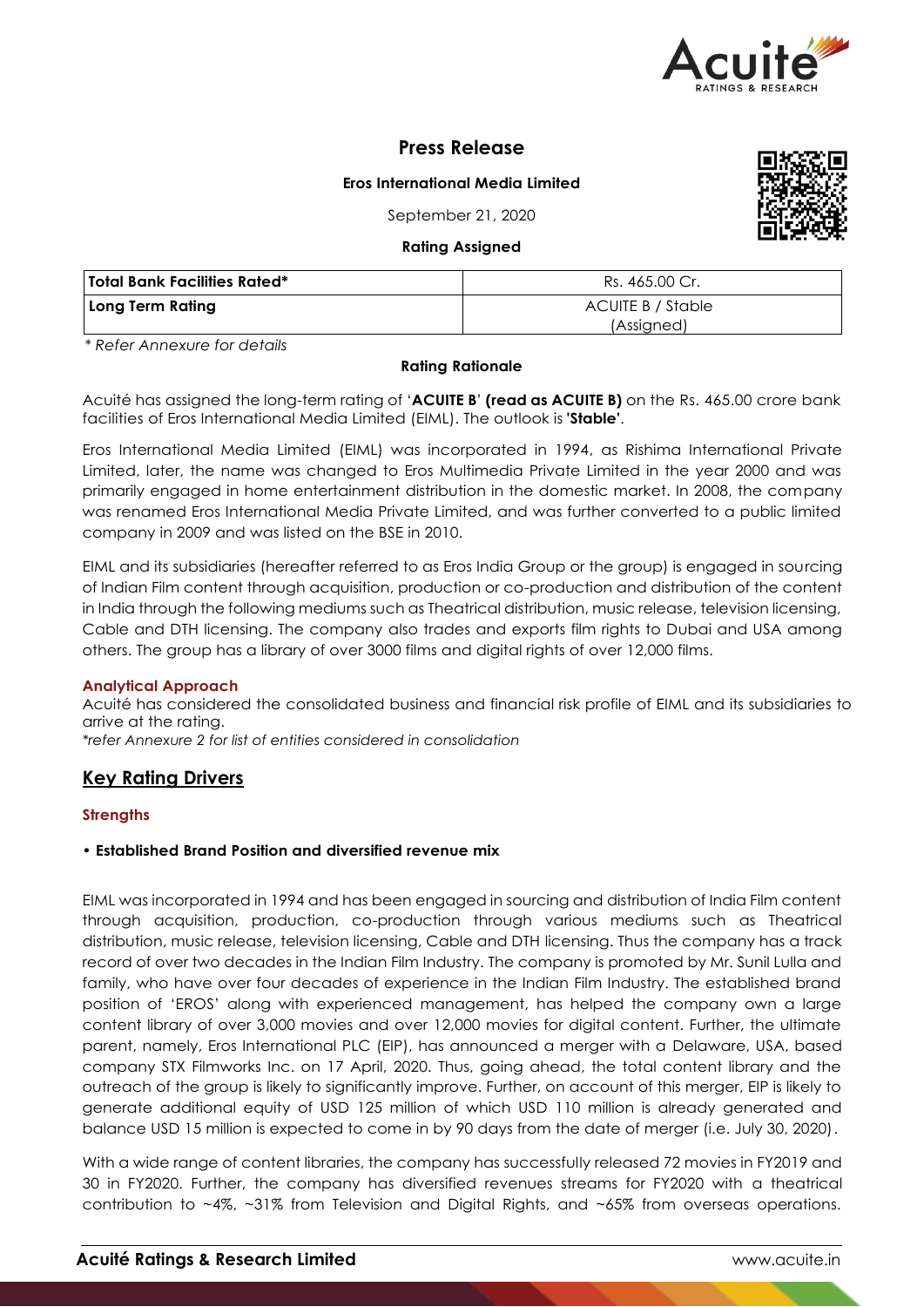# Press Release

**Eros International Media Limited**

September 21, 2020

**Rating Assigned**

| **Total Bank Facilities Rated*** | Rs. 465.00 Cr. |
|---|---|
| **Long Term Rating** | ACUITE B / Stable (Assigned) |

*\* Refer Annexure for details*

**Rating Rationale**

Acuité has assigned the long-term rating of '**ACUITE B**' **(read as ACUITE B)** on the Rs. 465.00 crore bank facilities of Eros International Media Limited (EIML). The outlook is **'Stable'**.

Eros International Media Limited (EIML) was incorporated in 1994, as Rishima International Private Limited, later, the name was changed to Eros Multimedia Private Limited in the year 2000 and was primarily engaged in home entertainment distribution in the domestic market. In 2008, the company was renamed Eros International Media Private Limited, and was further converted to a public limited company in 2009 and was listed on the BSE in 2010.

EIML and its subsidiaries (hereafter referred to as Eros India Group or the group) is engaged in sourcing of Indian Film content through acquisition, production or co-production and distribution of the content in India through the following mediums such as Theatrical distribution, music release, television licensing, Cable and DTH licensing. The company also trades and exports film rights to Dubai and USA among others. The group has a library of over 3000 films and digital rights of over 12,000 films.

### Analytical Approach

Acuité has considered the consolidated business and financial risk profile of EIML and its subsidiaries to arrive at the rating.

*\*refer Annexure 2 for list of entities considered in consolidation*

## Key Rating Drivers

### Strengths

- **Established Brand Position and diversified revenue mix**

EIML was incorporated in 1994 and has been engaged in sourcing and distribution of India Film content through acquisition, production, co-production through various mediums such as Theatrical distribution, music release, television licensing, Cable and DTH licensing. Thus the company has a track record of over two decades in the Indian Film Industry. The company is promoted by Mr. Sunil Lulla and family, who have over four decades of experience in the Indian Film Industry. The established brand position of 'EROS' along with experienced management, has helped the company own a large content library of over 3,000 movies and over 12,000 movies for digital content. Further, the ultimate parent, namely, Eros International PLC (EIP), has announced a merger with a Delaware, USA, based company STX Filmworks Inc. on 17 April, 2020. Thus, going ahead, the total content library and the outreach of the group is likely to significantly improve. Further, on account of this merger, EIP is likely to generate additional equity of USD 125 million of which USD 110 million is already generated and balance USD 15 million is expected to come in by 90 days from the date of merger (i.e. July 30, 2020).

With a wide range of content libraries, the company has successfully released 72 movies in FY2019 and 30 in FY2020. Further, the company has diversified revenues streams for FY2020 with a theatrical contribution to ~4%, ~31% from Television and Digital Rights, and ~65% from overseas operations.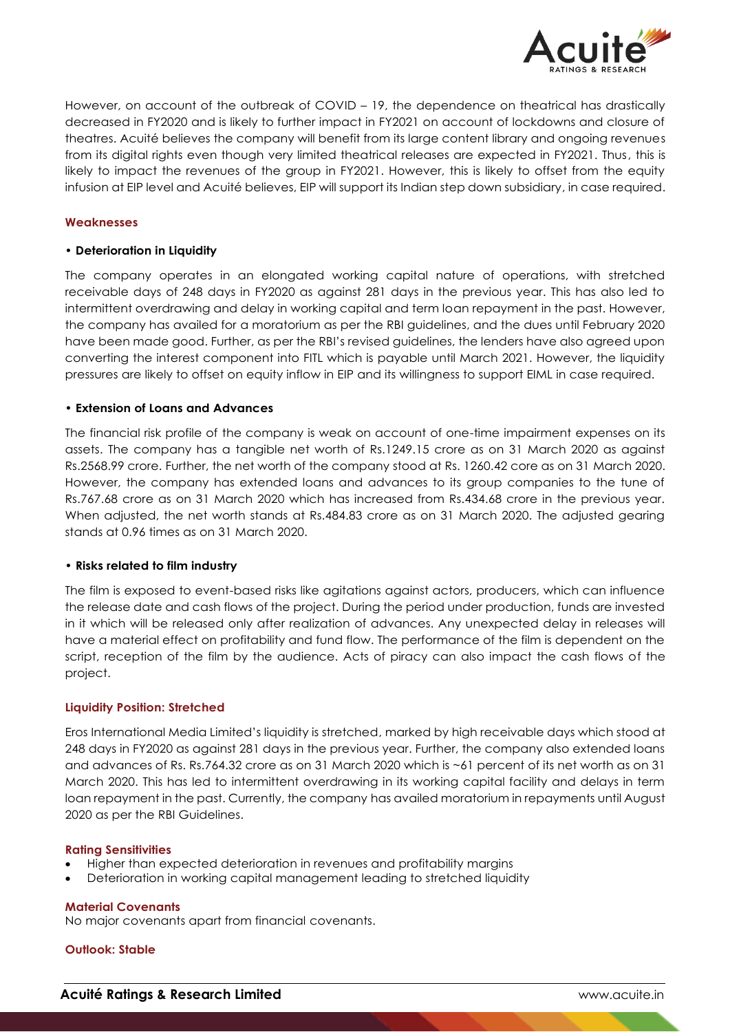However, on account of the outbreak of COVID – 19, the dependence on theatrical has drastically decreased in FY2020 and is likely to further impact in FY2021 on account of lockdowns and closure of theatres. Acuité believes the company will benefit from its large content library and ongoing revenues from its digital rights even though very limited theatrical releases are expected in FY2021. Thus, this is likely to impact the revenues of the group in FY2021. However, this is likely to offset from the equity infusion at EIP level and Acuité believes, EIP will support its Indian step down subsidiary, in case required.

### Weaknesses

**• Deterioration in Liquidity**

The company operates in an elongated working capital nature of operations, with stretched receivable days of 248 days in FY2020 as against 281 days in the previous year. This has also led to intermittent overdrawing and delay in working capital and term loan repayment in the past. However, the company has availed for a moratorium as per the RBI guidelines, and the dues until February 2020 have been made good. Further, as per the RBI's revised guidelines, the lenders have also agreed upon converting the interest component into FITL which is payable until March 2021. However, the liquidity pressures are likely to offset on equity inflow in EIP and its willingness to support EIML in case required.

**• Extension of Loans and Advances**

The financial risk profile of the company is weak on account of one-time impairment expenses on its assets. The company has a tangible net worth of Rs.1249.15 crore as on 31 March 2020 as against Rs.2568.99 crore. Further, the net worth of the company stood at Rs. 1260.42 core as on 31 March 2020. However, the company has extended loans and advances to its group companies to the tune of Rs.767.68 crore as on 31 March 2020 which has increased from Rs.434.68 crore in the previous year. When adjusted, the net worth stands at Rs.484.83 crore as on 31 March 2020. The adjusted gearing stands at 0.96 times as on 31 March 2020.

**• Risks related to film industry**

The film is exposed to event-based risks like agitations against actors, producers, which can influence the release date and cash flows of the project. During the period under production, funds are invested in it which will be released only after realization of advances. Any unexpected delay in releases will have a material effect on profitability and fund flow. The performance of the film is dependent on the script, reception of the film by the audience. Acts of piracy can also impact the cash flows of the project.

### Liquidity Position: Stretched

Eros International Media Limited's liquidity is stretched, marked by high receivable days which stood at 248 days in FY2020 as against 281 days in the previous year. Further, the company also extended loans and advances of Rs. Rs.764.32 crore as on 31 March 2020 which is ~61 percent of its net worth as on 31 March 2020. This has led to intermittent overdrawing in its working capital facility and delays in term loan repayment in the past. Currently, the company has availed moratorium in repayments until August 2020 as per the RBI Guidelines.

### Rating Sensitivities

- Higher than expected deterioration in revenues and profitability margins
- Deterioration in working capital management leading to stretched liquidity

### Material Covenants

No major covenants apart from financial covenants.

### Outlook: Stable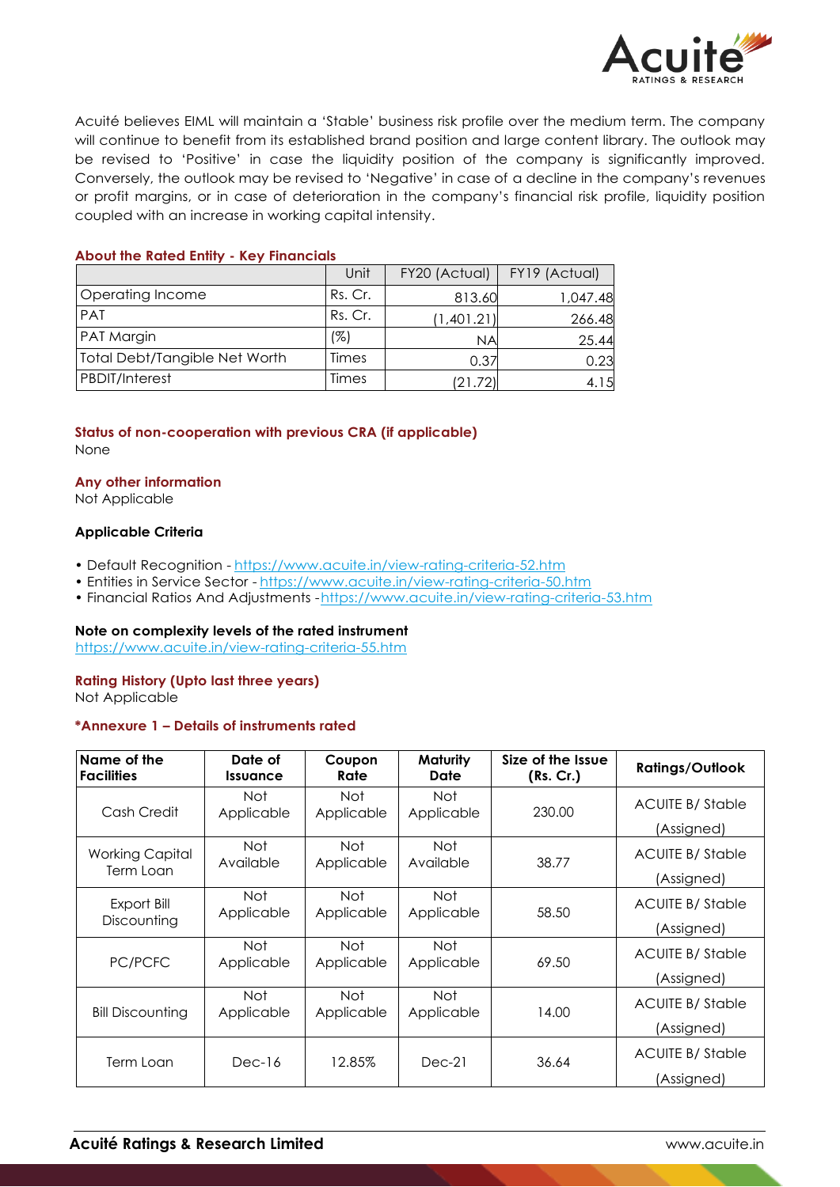Acuité believes EIML will maintain a 'Stable' business risk profile over the medium term. The company will continue to benefit from its established brand position and large content library. The outlook may be revised to 'Positive' in case the liquidity position of the company is significantly improved. Conversely, the outlook may be revised to 'Negative' in case of a decline in the company's revenues or profit margins, or in case of deterioration in the company's financial risk profile, liquidity position coupled with an increase in working capital intensity.

### About the Rated Entity - Key Financials

| | Unit | FY20 (Actual) | FY19 (Actual) |
|---|---|---|---|
| Operating Income | Rs. Cr. | 813.60 | 1,047.48 |
| PAT | Rs. Cr. | (1,401.21) | 266.48 |
| PAT Margin | (%) | NA | 25.44 |
| Total Debt/Tangible Net Worth | Times | 0.37 | 0.23 |
| PBDIT/Interest | Times | (21.72) | 4.15 |

### Status of non-cooperation with previous CRA (if applicable)

None

### Any other information

Not Applicable

### Applicable Criteria

- Default Recognition - https://www.acuite.in/view-rating-criteria-52.htm
- Entities in Service Sector - https://www.acuite.in/view-rating-criteria-50.htm
- Financial Ratios And Adjustments -https://www.acuite.in/view-rating-criteria-53.htm

### Note on complexity levels of the rated instrument

https://www.acuite.in/view-rating-criteria-55.htm

### Rating History (Upto last three years)

Not Applicable

### *Annexure 1 – Details of instruments rated

| Name of the Facilities | Date of Issuance | Coupon Rate | Maturity Date | Size of the Issue (Rs. Cr.) | Ratings/Outlook |
|---|---|---|---|---|---|
| Cash Credit | Not Applicable | Not Applicable | Not Applicable | 230.00 | ACUITE B/ Stable (Assigned) |
| Working Capital Term Loan | Not Available | Not Applicable | Not Available | 38.77 | ACUITE B/ Stable (Assigned) |
| Export Bill Discounting | Not Applicable | Not Applicable | Not Applicable | 58.50 | ACUITE B/ Stable (Assigned) |
| PC/PCFC | Not Applicable | Not Applicable | Not Applicable | 69.50 | ACUITE B/ Stable (Assigned) |
| Bill Discounting | Not Applicable | Not Applicable | Not Applicable | 14.00 | ACUITE B/ Stable (Assigned) |
| Term Loan | Dec-16 | 12.85% | Dec-21 | 36.64 | ACUITE B/ Stable (Assigned) |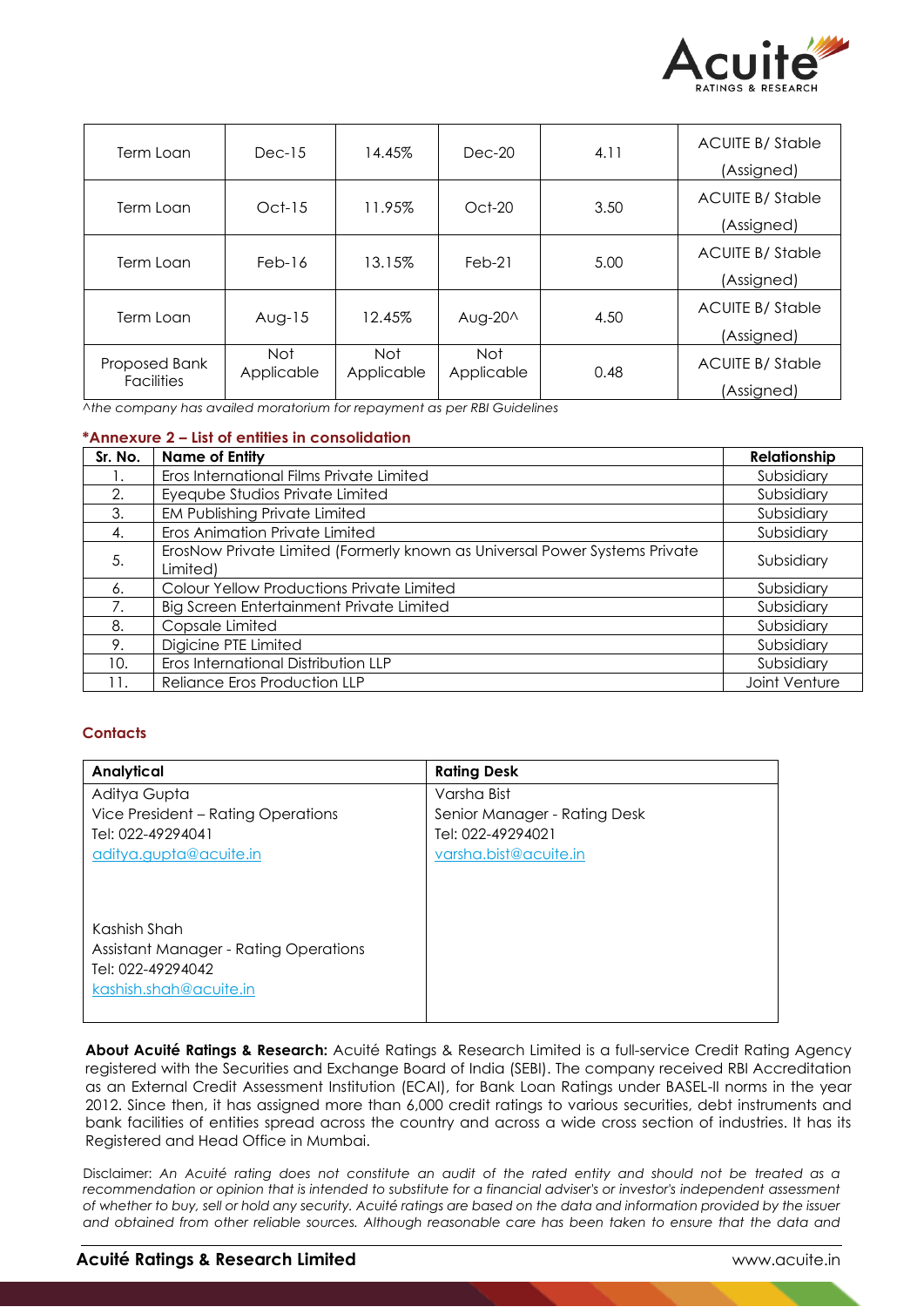| Term Loan | Dec-15 | 14.45% | Dec-20 | 4.11 | ACUITE B/ Stable (Assigned) |
|---|---|---|---|---|---|
| Term Loan | Oct-15 | 11.95% | Oct-20 | 3.50 | ACUITE B/ Stable (Assigned) |
| Term Loan | Feb-16 | 13.15% | Feb-21 | 5.00 | ACUITE B/ Stable (Assigned) |
| Term Loan | Aug-15 | 12.45% | Aug-20^ | 4.50 | ACUITE B/ Stable (Assigned) |
| Proposed Bank Facilities | Not Applicable | Not Applicable | Not Applicable | 0.48 | ACUITE B/ Stable (Assigned) |

*^the company has availed moratorium for repayment as per RBI Guidelines*

### *Annexure 2 – List of entities in consolidation

| Sr. No. | Name of Entity | Relationship |
|---|---|---|
| 1. | Eros International Films Private Limited | Subsidiary |
| 2. | Eyeqube Studios Private Limited | Subsidiary |
| 3. | EM Publishing Private Limited | Subsidiary |
| 4. | Eros Animation Private Limited | Subsidiary |
| 5. | ErosNow Private Limited (Formerly known as Universal Power Systems Private Limited) | Subsidiary |
| 6. | Colour Yellow Productions Private Limited | Subsidiary |
| 7. | Big Screen Entertainment Private Limited | Subsidiary |
| 8. | Copsale Limited | Subsidiary |
| 9. | Digicine PTE Limited | Subsidiary |
| 10. | Eros International Distribution LLP | Subsidiary |
| 11. | Reliance Eros Production LLP | Joint Venture |

### Contacts

| Analytical | Rating Desk |
|---|---|
| Aditya Gupta<br>Vice President – Rating Operations<br>Tel: 022-49294041<br>aditya.gupta@acuite.in<br><br>Kashish Shah<br>Assistant Manager - Rating Operations<br>Tel: 022-49294042<br>kashish.shah@acuite.in | Varsha Bist<br>Senior Manager - Rating Desk<br>Tel: 022-49294021<br>varsha.bist@acuite.in |

**About Acuité Ratings & Research:** Acuité Ratings & Research Limited is a full-service Credit Rating Agency registered with the Securities and Exchange Board of India (SEBI). The company received RBI Accreditation as an External Credit Assessment Institution (ECAI), for Bank Loan Ratings under BASEL-II norms in the year 2012. Since then, it has assigned more than 6,000 credit ratings to various securities, debt instruments and bank facilities of entities spread across the country and across a wide cross section of industries. It has its Registered and Head Office in Mumbai.

Disclaimer: *An Acuité rating does not constitute an audit of the rated entity and should not be treated as a recommendation or opinion that is intended to substitute for a financial adviser's or investor's independent assessment of whether to buy, sell or hold any security. Acuité ratings are based on the data and information provided by the issuer and obtained from other reliable sources. Although reasonable care has been taken to ensure that the data and*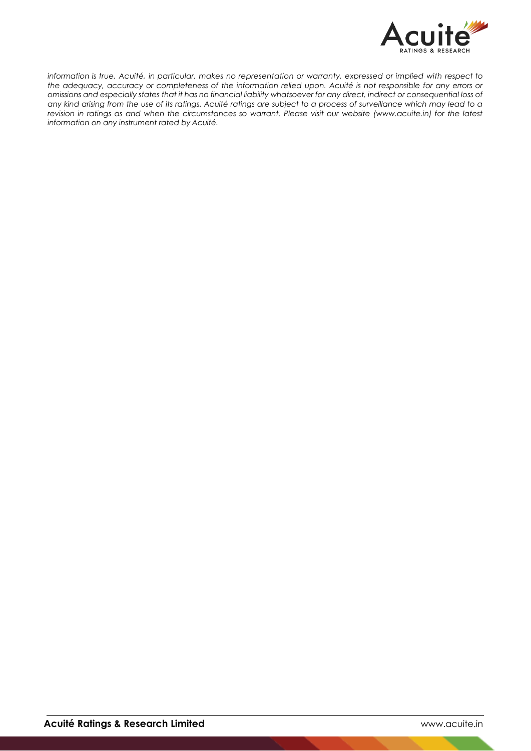*information is true, Acuité, in particular, makes no representation or warranty, expressed or implied with respect to the adequacy, accuracy or completeness of the information relied upon. Acuité is not responsible for any errors or omissions and especially states that it has no financial liability whatsoever for any direct, indirect or consequential loss of any kind arising from the use of its ratings. Acuité ratings are subject to a process of surveillance which may lead to a revision in ratings as and when the circumstances so warrant. Please visit our website (www.acuite.in) for the latest information on any instrument rated by Acuité.*